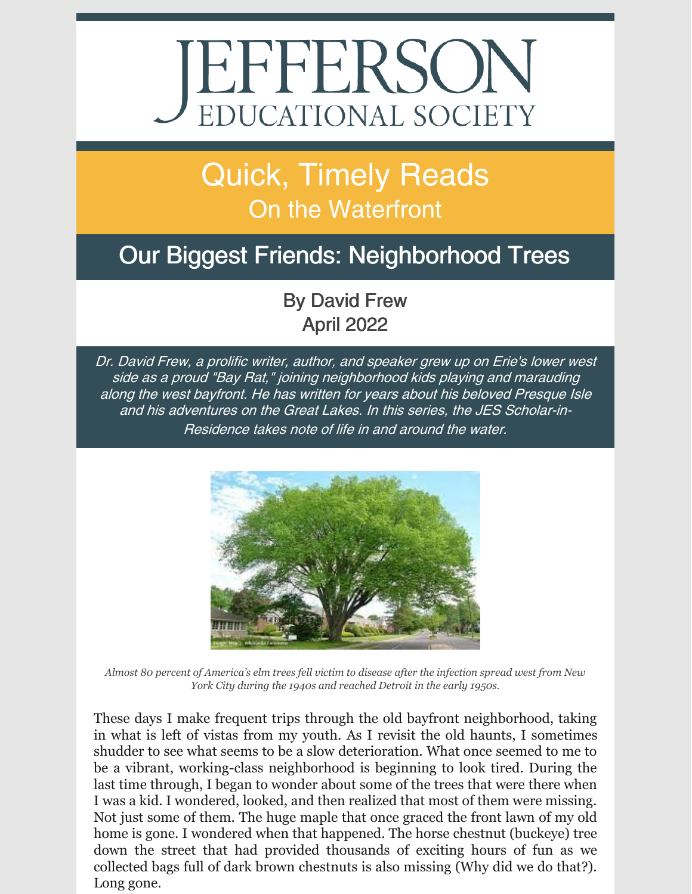# JEFFERSON EDUCATIONAL SOCIETY

## Quick, Timely Reads
### On the Waterfront

## Our Biggest Friends: Neighborhood Trees

By David Frew
April 2022

*Dr. David Frew, a prolific writer, author, and speaker grew up on Erie's lower west side as a proud "Bay Rat," joining neighborhood kids playing and marauding along the west bayfront. He has written for years about his beloved Presque Isle and his adventures on the Great Lakes. In this series, the JES Scholar-in-Residence takes note of life in and around the water.*

*Almost 80 percent of America's elm trees fell victim to disease after the infection spread west from New York City during the 1940s and reached Detroit in the early 1950s.*

These days I make frequent trips through the old bayfront neighborhood, taking in what is left of vistas from my youth. As I revisit the old haunts, I sometimes shudder to see what seems to be a slow deterioration. What once seemed to me to be a vibrant, working-class neighborhood is beginning to look tired. During the last time through, I began to wonder about some of the trees that were there when I was a kid. I wondered, looked, and then realized that most of them were missing. Not just some of them. The huge maple that once graced the front lawn of my old home is gone. I wondered when that happened. The horse chestnut (buckeye) tree down the street that had provided thousands of exciting hours of fun as we collected bags full of dark brown chestnuts is also missing (Why did we do that?). Long gone.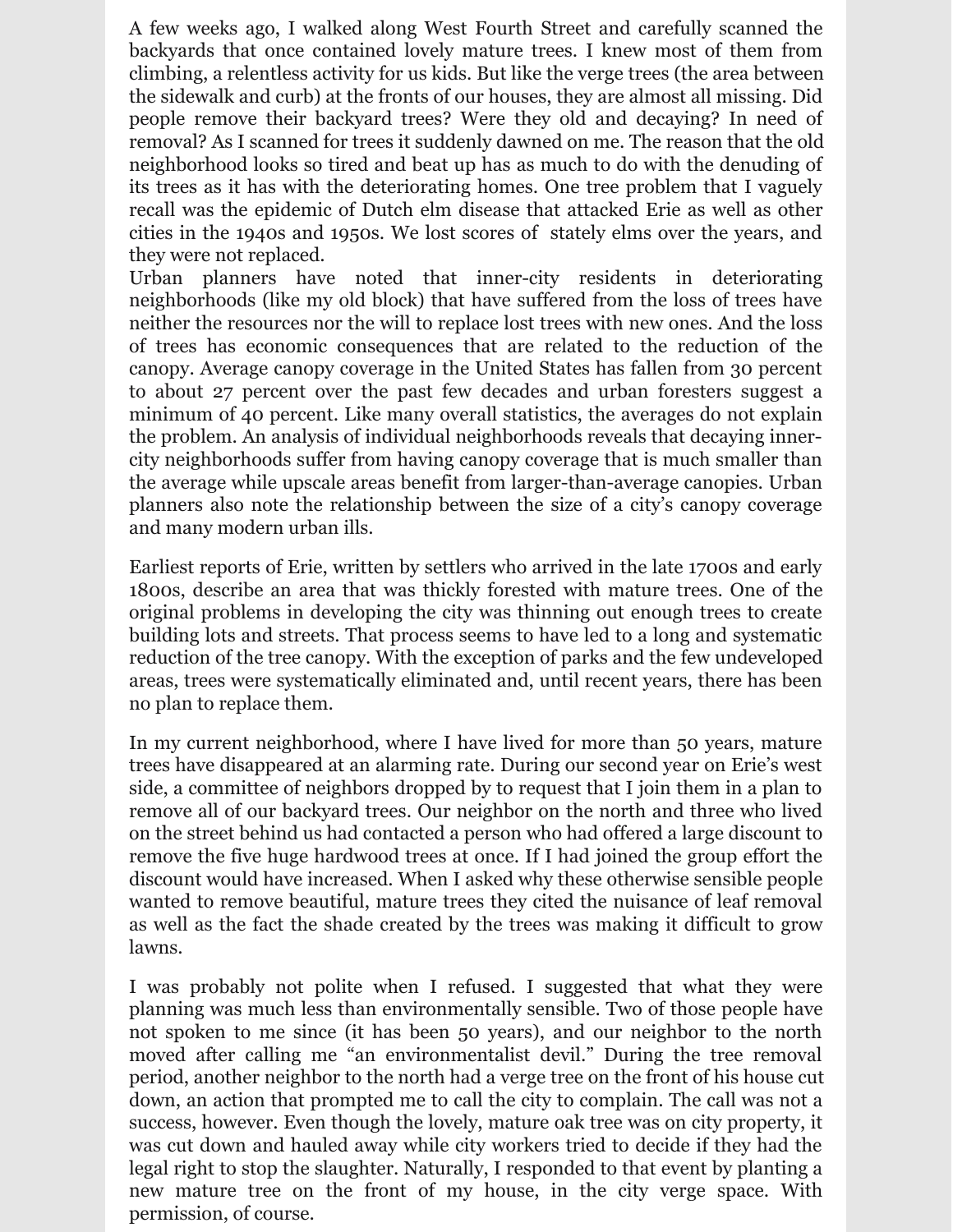A few weeks ago, I walked along West Fourth Street and carefully scanned the backyards that once contained lovely mature trees. I knew most of them from climbing, a relentless activity for us kids. But like the verge trees (the area between the sidewalk and curb) at the fronts of our houses, they are almost all missing. Did people remove their backyard trees? Were they old and decaying? In need of removal? As I scanned for trees it suddenly dawned on me. The reason that the old neighborhood looks so tired and beat up has as much to do with the denuding of its trees as it has with the deteriorating homes. One tree problem that I vaguely recall was the epidemic of Dutch elm disease that attacked Erie as well as other cities in the 1940s and 1950s. We lost scores of stately elms over the years, and they were not replaced.

Urban planners have noted that inner-city residents in deteriorating neighborhoods (like my old block) that have suffered from the loss of trees have neither the resources nor the will to replace lost trees with new ones. And the loss of trees has economic consequences that are related to the reduction of the canopy. Average canopy coverage in the United States has fallen from 30 percent to about 27 percent over the past few decades and urban foresters suggest a minimum of 40 percent. Like many overall statistics, the averages do not explain the problem. An analysis of individual neighborhoods reveals that decaying inner-city neighborhoods suffer from having canopy coverage that is much smaller than the average while upscale areas benefit from larger-than-average canopies. Urban planners also note the relationship between the size of a city's canopy coverage and many modern urban ills.

Earliest reports of Erie, written by settlers who arrived in the late 1700s and early 1800s, describe an area that was thickly forested with mature trees. One of the original problems in developing the city was thinning out enough trees to create building lots and streets. That process seems to have led to a long and systematic reduction of the tree canopy. With the exception of parks and the few undeveloped areas, trees were systematically eliminated and, until recent years, there has been no plan to replace them.

In my current neighborhood, where I have lived for more than 50 years, mature trees have disappeared at an alarming rate. During our second year on Erie's west side, a committee of neighbors dropped by to request that I join them in a plan to remove all of our backyard trees. Our neighbor on the north and three who lived on the street behind us had contacted a person who had offered a large discount to remove the five huge hardwood trees at once. If I had joined the group effort the discount would have increased. When I asked why these otherwise sensible people wanted to remove beautiful, mature trees they cited the nuisance of leaf removal as well as the fact the shade created by the trees was making it difficult to grow lawns.

I was probably not polite when I refused. I suggested that what they were planning was much less than environmentally sensible. Two of those people have not spoken to me since (it has been 50 years), and our neighbor to the north moved after calling me "an environmentalist devil." During the tree removal period, another neighbor to the north had a verge tree on the front of his house cut down, an action that prompted me to call the city to complain. The call was not a success, however. Even though the lovely, mature oak tree was on city property, it was cut down and hauled away while city workers tried to decide if they had the legal right to stop the slaughter. Naturally, I responded to that event by planting a new mature tree on the front of my house, in the city verge space. With permission, of course.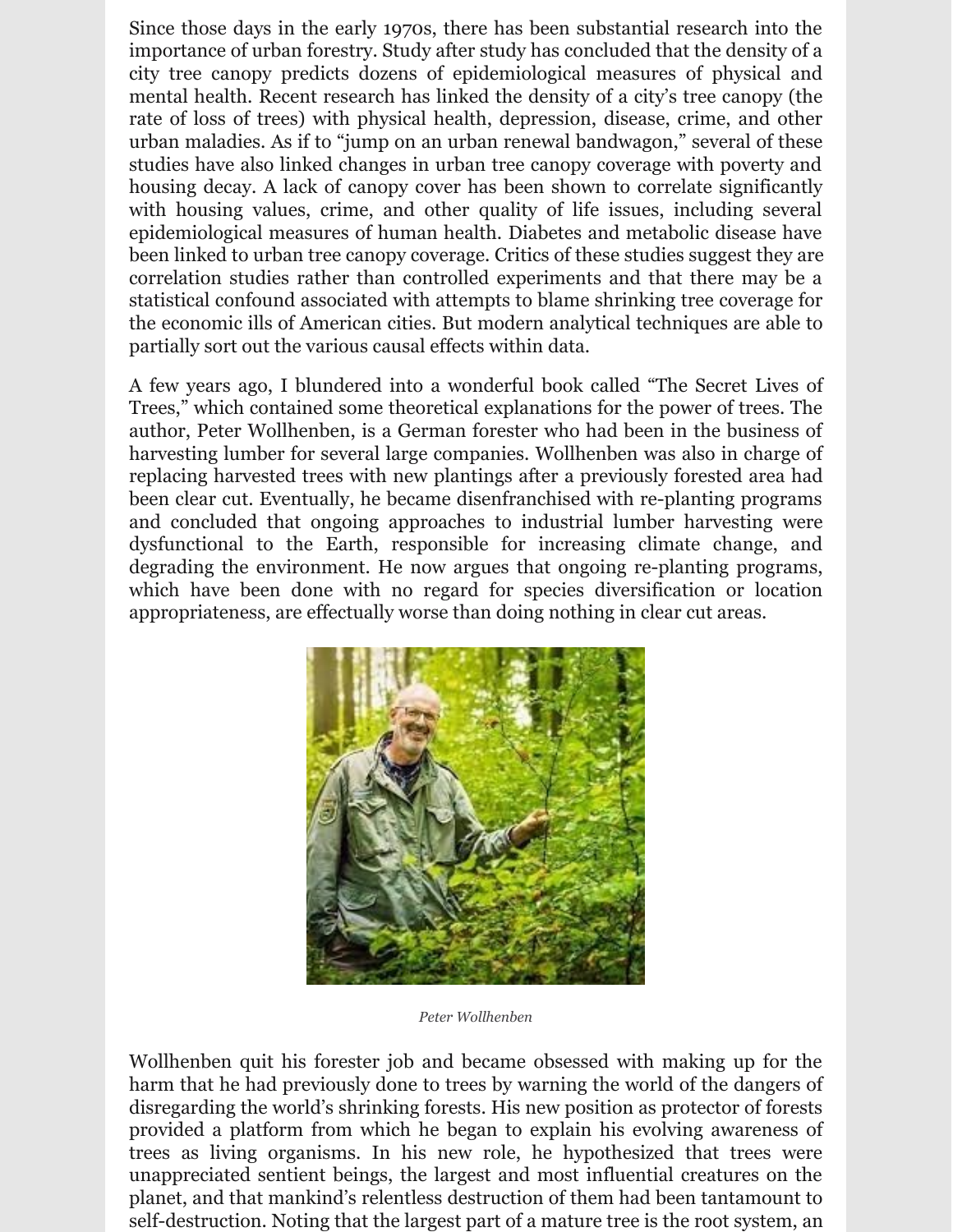Since those days in the early 1970s, there has been substantial research into the importance of urban forestry. Study after study has concluded that the density of a city tree canopy predicts dozens of epidemiological measures of physical and mental health. Recent research has linked the density of a city's tree canopy (the rate of loss of trees) with physical health, depression, disease, crime, and other urban maladies. As if to "jump on an urban renewal bandwagon," several of these studies have also linked changes in urban tree canopy coverage with poverty and housing decay. A lack of canopy cover has been shown to correlate significantly with housing values, crime, and other quality of life issues, including several epidemiological measures of human health. Diabetes and metabolic disease have been linked to urban tree canopy coverage. Critics of these studies suggest they are correlation studies rather than controlled experiments and that there may be a statistical confound associated with attempts to blame shrinking tree coverage for the economic ills of American cities. But modern analytical techniques are able to partially sort out the various causal effects within data.

A few years ago, I blundered into a wonderful book called "The Secret Lives of Trees," which contained some theoretical explanations for the power of trees. The author, Peter Wollhenben, is a German forester who had been in the business of harvesting lumber for several large companies. Wollhenben was also in charge of replacing harvested trees with new plantings after a previously forested area had been clear cut. Eventually, he became disenfranchised with re-planting programs and concluded that ongoing approaches to industrial lumber harvesting were dysfunctional to the Earth, responsible for increasing climate change, and degrading the environment. He now argues that ongoing re-planting programs, which have been done with no regard for species diversification or location appropriateness, are effectually worse than doing nothing in clear cut areas.

*Peter Wollhenben*

Wollhenben quit his forester job and became obsessed with making up for the harm that he had previously done to trees by warning the world of the dangers of disregarding the world's shrinking forests. His new position as protector of forests provided a platform from which he began to explain his evolving awareness of trees as living organisms. In his new role, he hypothesized that trees were unappreciated sentient beings, the largest and most influential creatures on the planet, and that mankind's relentless destruction of them had been tantamount to self-destruction. Noting that the largest part of a mature tree is the root system, an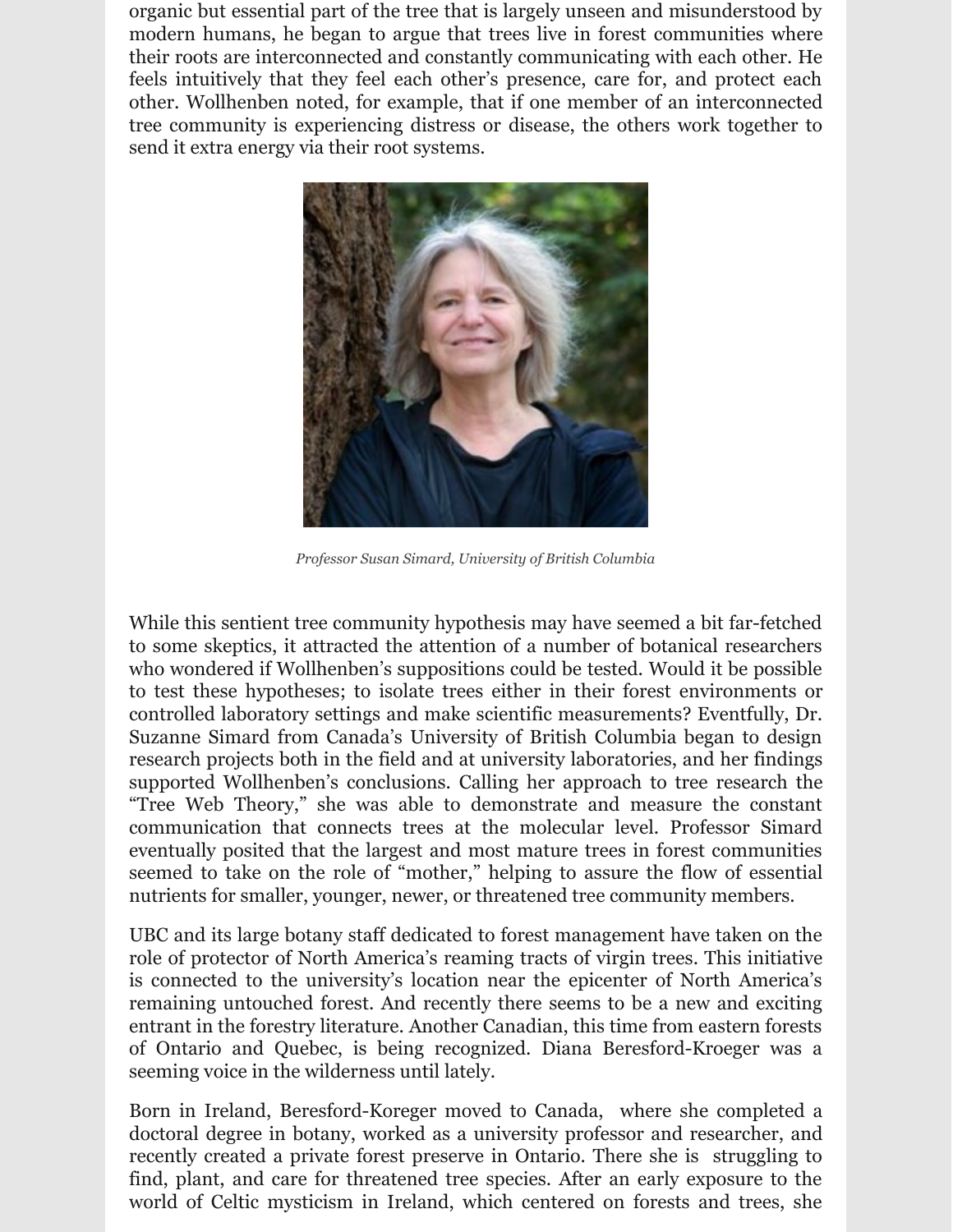organic but essential part of the tree that is largely unseen and misunderstood by modern humans, he began to argue that trees live in forest communities where their roots are interconnected and constantly communicating with each other. He feels intuitively that they feel each other's presence, care for, and protect each other. Wollhenben noted, for example, that if one member of an interconnected tree community is experiencing distress or disease, the others work together to send it extra energy via their root systems.

*Professor Susan Simard, University of British Columbia*

While this sentient tree community hypothesis may have seemed a bit far-fetched to some skeptics, it attracted the attention of a number of botanical researchers who wondered if Wollhenben's suppositions could be tested. Would it be possible to test these hypotheses; to isolate trees either in their forest environments or controlled laboratory settings and make scientific measurements? Eventfully, Dr. Suzanne Simard from Canada's University of British Columbia began to design research projects both in the field and at university laboratories, and her findings supported Wollhenben's conclusions. Calling her approach to tree research the "Tree Web Theory," she was able to demonstrate and measure the constant communication that connects trees at the molecular level. Professor Simard eventually posited that the largest and most mature trees in forest communities seemed to take on the role of "mother," helping to assure the flow of essential nutrients for smaller, younger, newer, or threatened tree community members.

UBC and its large botany staff dedicated to forest management have taken on the role of protector of North America's reaming tracts of virgin trees. This initiative is connected to the university's location near the epicenter of North America's remaining untouched forest. And recently there seems to be a new and exciting entrant in the forestry literature. Another Canadian, this time from eastern forests of Ontario and Quebec, is being recognized. Diana Beresford-Kroeger was a seeming voice in the wilderness until lately.

Born in Ireland, Beresford-Koreger moved to Canada, where she completed a doctoral degree in botany, worked as a university professor and researcher, and recently created a private forest preserve in Ontario. There she is struggling to find, plant, and care for threatened tree species. After an early exposure to the world of Celtic mysticism in Ireland, which centered on forests and trees, she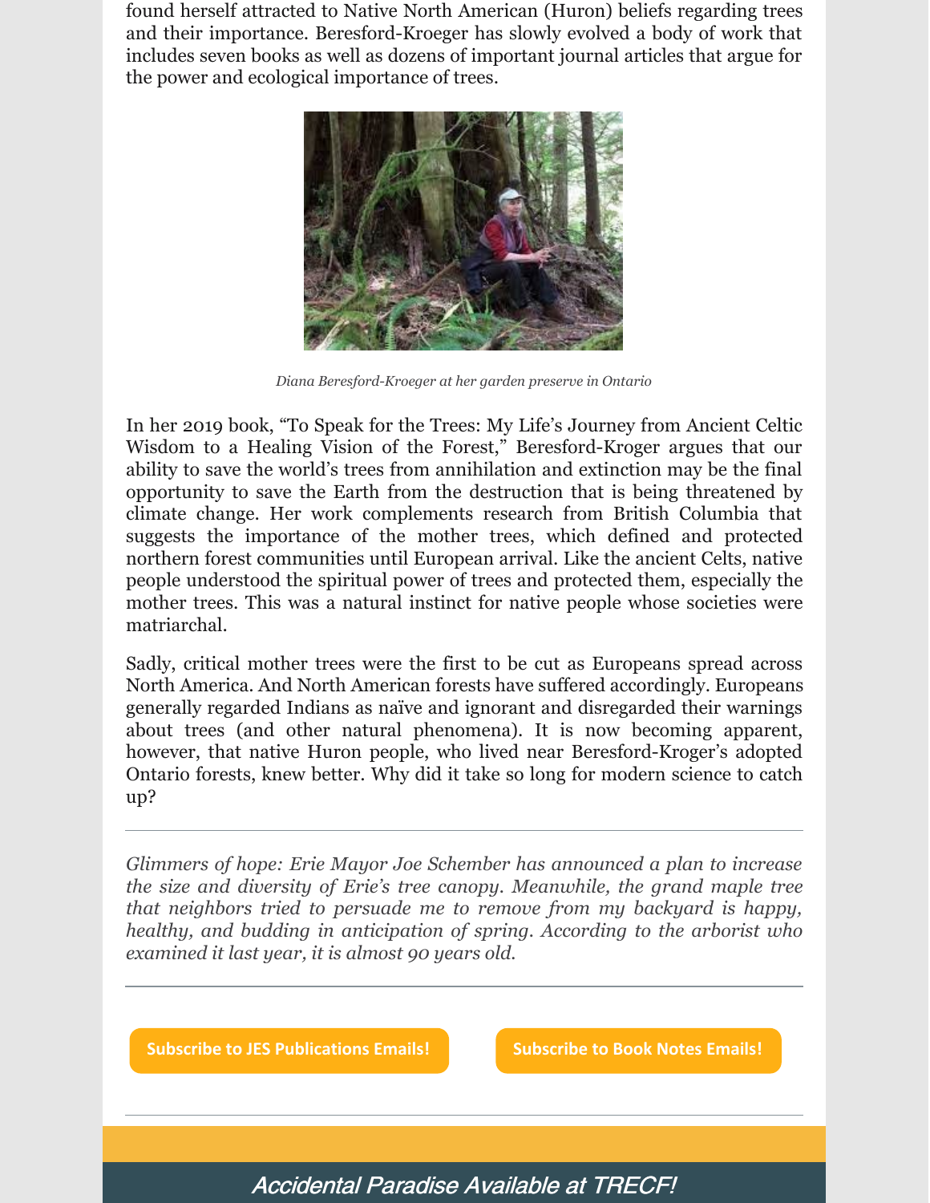found herself attracted to Native North American (Huron) beliefs regarding trees and their importance. Beresford-Kroeger has slowly evolved a body of work that includes seven books as well as dozens of important journal articles that argue for the power and ecological importance of trees.

*Diana Beresford-Kroeger at her garden preserve in Ontario*

In her 2019 book, "To Speak for the Trees: My Life's Journey from Ancient Celtic Wisdom to a Healing Vision of the Forest," Beresford-Kroger argues that our ability to save the world's trees from annihilation and extinction may be the final opportunity to save the Earth from the destruction that is being threatened by climate change. Her work complements research from British Columbia that suggests the importance of the mother trees, which defined and protected northern forest communities until European arrival. Like the ancient Celts, native people understood the spiritual power of trees and protected them, especially the mother trees. This was a natural instinct for native people whose societies were matriarchal.

Sadly, critical mother trees were the first to be cut as Europeans spread across North America. And North American forests have suffered accordingly. Europeans generally regarded Indians as naïve and ignorant and disregarded their warnings about trees (and other natural phenomena). It is now becoming apparent, however, that native Huron people, who lived near Beresford-Kroger's adopted Ontario forests, knew better. Why did it take so long for modern science to catch up?

---

*Glimmers of hope: Erie Mayor Joe Schember has announced a plan to increase the size and diversity of Erie's tree canopy. Meanwhile, the grand maple tree that neighbors tried to persuade me to remove from my backyard is happy, healthy, and budding in anticipation of spring. According to the arborist who examined it last year, it is almost 90 years old.*

---

**Subscribe to JES Publications Emails!**

**Subscribe to Book Notes Emails!**

---

## *Accidental Paradise Available at TRECF!*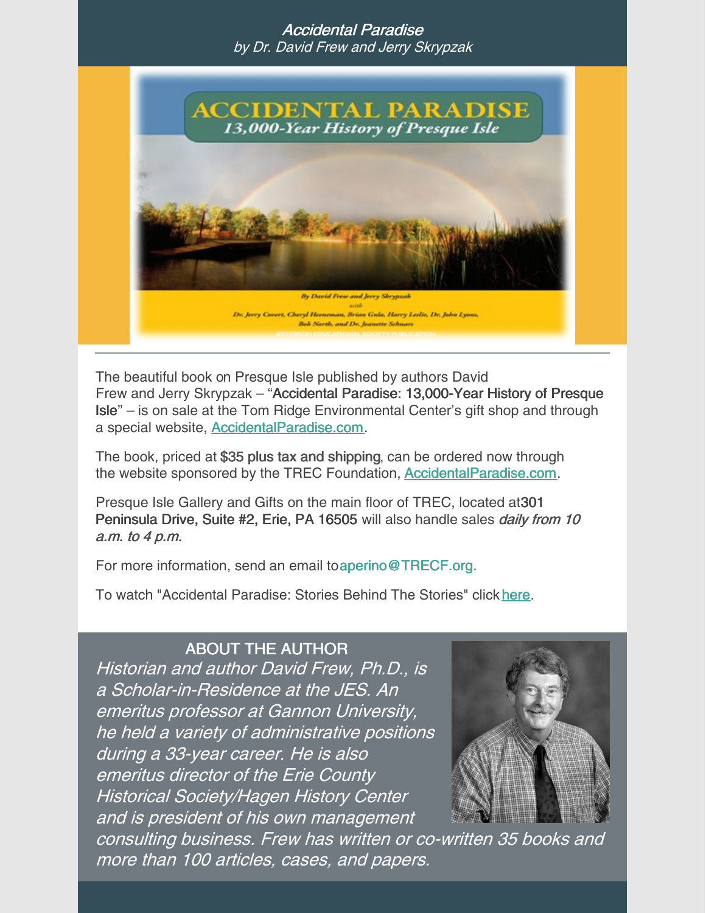*Accidental Paradise*
*by Dr. David Frew and Jerry Skrypzak*

The beautiful book on Presque Isle published by authors David Frew and Jerry Skrypzak – "**Accidental Paradise: 13,000-Year History of Presque Isle**" – is on sale at the Tom Ridge Environmental Center's gift shop and through a special website, [AccidentalParadise.com](AccidentalParadise.com).

The book, priced at **$35 plus tax and shipping**, can be ordered now through the website sponsored by the TREC Foundation, [AccidentalParadise.com](AccidentalParadise.com).

Presque Isle Gallery and Gifts on the main floor of TREC, located at **301 Peninsula Drive, Suite #2, Erie, PA 16505** will also handle sales *daily from 10 a.m. to 4 p.m.*

For more information, send an email to aperino@TRECF.org.

To watch "Accidental Paradise: Stories Behind The Stories" click here.

## ABOUT THE AUTHOR

*Historian and author David Frew, Ph.D., is a Scholar-in-Residence at the JES. An emeritus professor at Gannon University, he held a variety of administrative positions during a 33-year career. He is also emeritus director of the Erie County Historical Society/Hagen History Center and is president of his own management consulting business. Frew has written or co-written 35 books and more than 100 articles, cases, and papers.*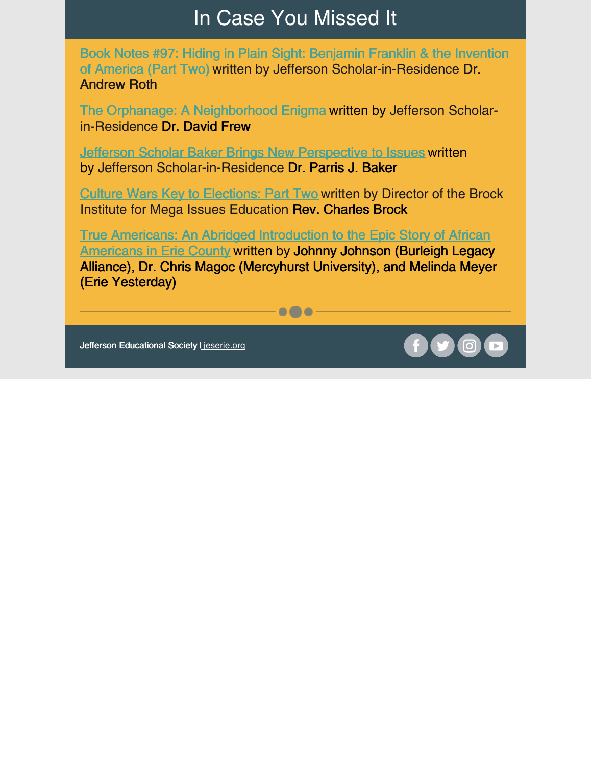# In Case You Missed It

Book Notes #97: Hiding in Plain Sight: Benjamin Franklin & the Invention of America (Part Two) written by Jefferson Scholar-in-Residence **Dr. Andrew Roth**

The Orphanage: A Neighborhood Enigma written by Jefferson Scholar-in-Residence **Dr. David Frew**

Jefferson Scholar Baker Brings New Perspective to Issues written by Jefferson Scholar-in-Residence **Dr. Parris J. Baker**

Culture Wars Key to Elections: Part Two written by Director of the Brock Institute for Mega Issues Education **Rev. Charles Brock**

True Americans: An Abridged Introduction to the Epic Story of African Americans in Erie County written by **Johnny Johnson (Burleigh Legacy Alliance), Dr. Chris Magoc (Mercyhurst University), and Melinda Meyer (Erie Yesterday)**

---

**Jefferson Educational Society** | jeserie.org